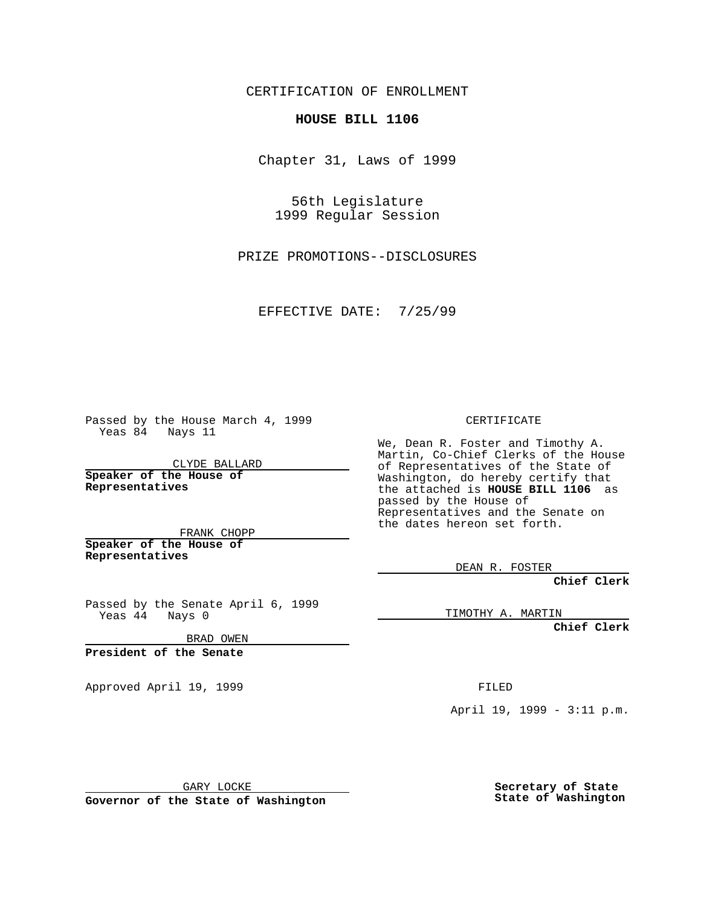CERTIFICATION OF ENROLLMENT

**HOUSE BILL 1106**

Chapter 31, Laws of 1999

56th Legislature
1999 Regular Session

PRIZE PROMOTIONS--DISCLOSURES

EFFECTIVE DATE: 7/25/99

Passed by the House March 4, 1999
Yeas 84 Nays 11

CLYDE BALLARD
**Speaker of the House of Representatives**

FRANK CHOPP
**Speaker of the House of Representatives**

Passed by the Senate April 6, 1999
Yeas 44 Nays 0

BRAD OWEN
**President of the Senate**

Approved April 19, 1999

GARY LOCKE
**Governor of the State of Washington**

CERTIFICATE

We, Dean R. Foster and Timothy A. Martin, Co-Chief Clerks of the House of Representatives of the State of Washington, do hereby certify that the attached is **HOUSE BILL 1106** as passed by the House of Representatives and the Senate on the dates hereon set forth.

DEAN R. FOSTER
**Chief Clerk**

TIMOTHY A. MARTIN
**Chief Clerk**

FILED

April 19, 1999 - 3:11 p.m.

**Secretary of State State of Washington**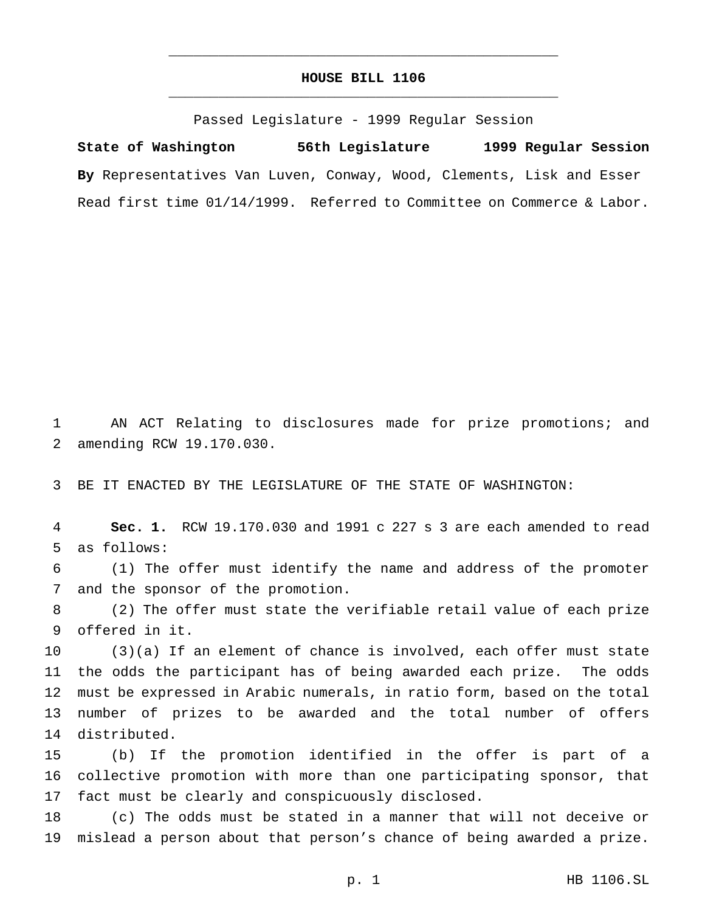**HOUSE BILL 1106**

Passed Legislature - 1999 Regular Session

**State of Washington 56th Legislature 1999 Regular Session**

**By** Representatives Van Luven, Conway, Wood, Clements, Lisk and Esser

Read first time 01/14/1999. Referred to Committee on Commerce & Labor.

AN ACT Relating to disclosures made for prize promotions; and amending RCW 19.170.030.

BE IT ENACTED BY THE LEGISLATURE OF THE STATE OF WASHINGTON:

**Sec. 1.** RCW 19.170.030 and 1991 c 227 s 3 are each amended to read as follows:

(1) The offer must identify the name and address of the promoter and the sponsor of the promotion.

(2) The offer must state the verifiable retail value of each prize offered in it.

(3)(a) If an element of chance is involved, each offer must state the odds the participant has of being awarded each prize. The odds must be expressed in Arabic numerals, in ratio form, based on the total number of prizes to be awarded and the total number of offers distributed.

(b) If the promotion identified in the offer is part of a collective promotion with more than one participating sponsor, that fact must be clearly and conspicuously disclosed.

(c) The odds must be stated in a manner that will not deceive or mislead a person about that person's chance of being awarded a prize.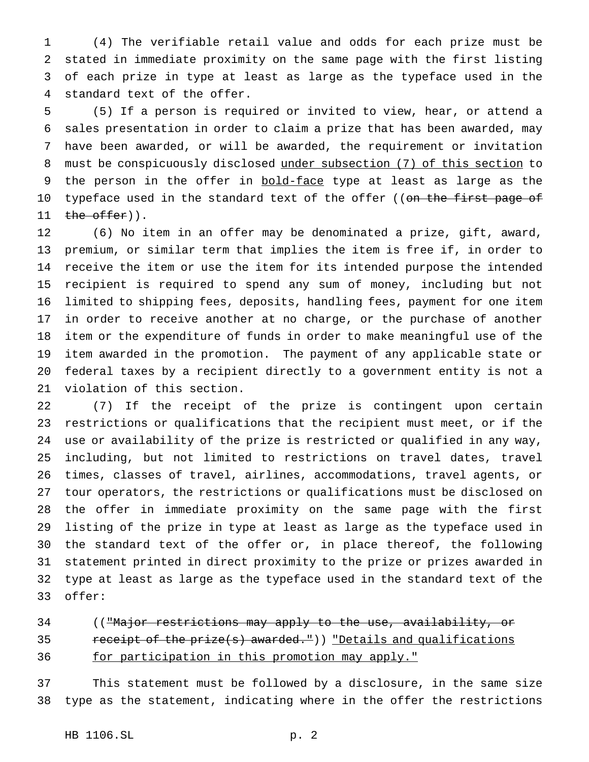(4) The verifiable retail value and odds for each prize must be stated in immediate proximity on the same page with the first listing of each prize in type at least as large as the typeface used in the standard text of the offer.

(5) If a person is required or invited to view, hear, or attend a sales presentation in order to claim a prize that has been awarded, may have been awarded, or will be awarded, the requirement or invitation must be conspicuously disclosed <u>under subsection (7) of this section</u> to the person in the offer in <u>bold-face</u> type at least as large as the typeface used in the standard text of the offer ((~~on the first page of the offer~~)).

(6) No item in an offer may be denominated a prize, gift, award, premium, or similar term that implies the item is free if, in order to receive the item or use the item for its intended purpose the intended recipient is required to spend any sum of money, including but not limited to shipping fees, deposits, handling fees, payment for one item in order to receive another at no charge, or the purchase of another item or the expenditure of funds in order to make meaningful use of the item awarded in the promotion. The payment of any applicable state or federal taxes by a recipient directly to a government entity is not a violation of this section.

(7) If the receipt of the prize is contingent upon certain restrictions or qualifications that the recipient must meet, or if the use or availability of the prize is restricted or qualified in any way, including, but not limited to restrictions on travel dates, travel times, classes of travel, airlines, accommodations, travel agents, or tour operators, the restrictions or qualifications must be disclosed on the offer in immediate proximity on the same page with the first listing of the prize in type at least as large as the typeface used in the standard text of the offer or, in place thereof, the following statement printed in direct proximity to the prize or prizes awarded in type at least as large as the typeface used in the standard text of the offer:

> ((~~"Major restrictions may apply to the use, availability, or receipt of the prize(s) awarded."~~)) <u>"Details and qualifications for participation in this promotion may apply."</u>

This statement must be followed by a disclosure, in the same size type as the statement, indicating where in the offer the restrictions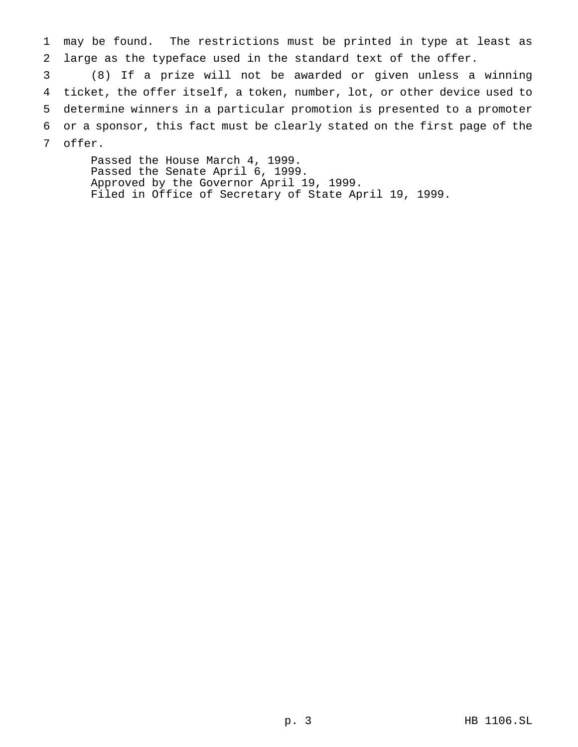may be found. The restrictions must be printed in type at least as large as the typeface used in the standard text of the offer.

(8) If a prize will not be awarded or given unless a winning ticket, the offer itself, a token, number, lot, or other device used to determine winners in a particular promotion is presented to a promoter or a sponsor, this fact must be clearly stated on the first page of the offer.

Passed the House March 4, 1999.
Passed the Senate April 6, 1999.
Approved by the Governor April 19, 1999.
Filed in Office of Secretary of State April 19, 1999.